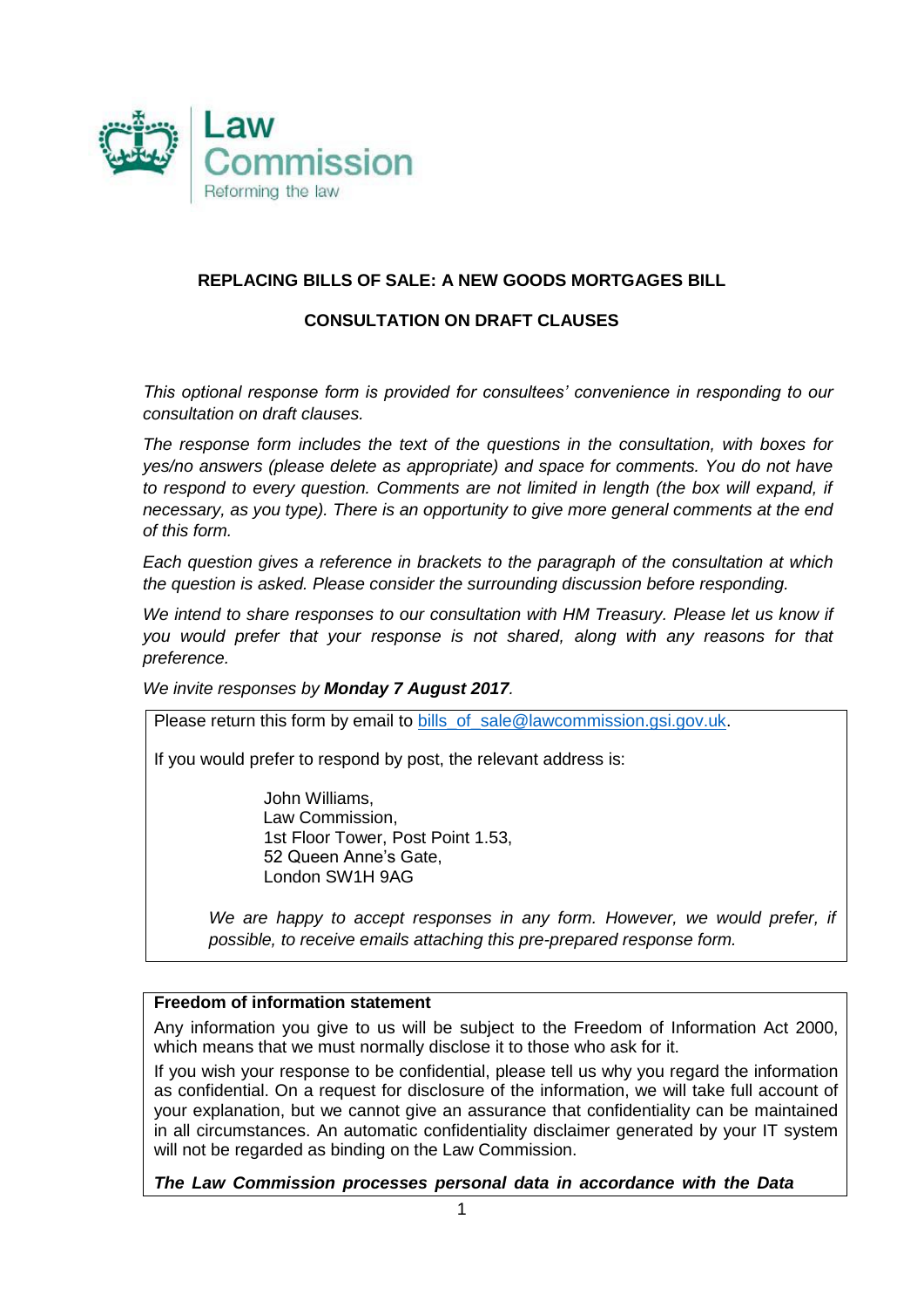Law Commission
Reforming the law

## REPLACING BILLS OF SALE: A NEW GOODS MORTGAGES BILL

## CONSULTATION ON DRAFT CLAUSES

*This optional response form is provided for consultees' convenience in responding to our consultation on draft clauses.*

*The response form includes the text of the questions in the consultation, with boxes for yes/no answers (please delete as appropriate) and space for comments. You do not have to respond to every question. Comments are not limited in length (the box will expand, if necessary, as you type). There is an opportunity to give more general comments at the end of this form.*

*Each question gives a reference in brackets to the paragraph of the consultation at which the question is asked. Please consider the surrounding discussion before responding.*

*We intend to share responses to our consultation with HM Treasury. Please let us know if you would prefer that your response is not shared, along with any reasons for that preference.*

*We invite responses by **Monday 7 August 2017**.*

Please return this form by email to bills_of_sale@lawcommission.gsi.gov.uk.

If you would prefer to respond by post, the relevant address is:

John Williams,
Law Commission,
1st Floor Tower, Post Point 1.53,
52 Queen Anne's Gate,
London SW1H 9AG

*We are happy to accept responses in any form. However, we would prefer, if possible, to receive emails attaching this pre-prepared response form.*

**Freedom of information statement**

Any information you give to us will be subject to the Freedom of Information Act 2000, which means that we must normally disclose it to those who ask for it.

If you wish your response to be confidential, please tell us why you regard the information as confidential. On a request for disclosure of the information, we will take full account of your explanation, but we cannot give an assurance that confidentiality can be maintained in all circumstances. An automatic confidentiality disclaimer generated by your IT system will not be regarded as binding on the Law Commission.

***The Law Commission processes personal data in accordance with the Data***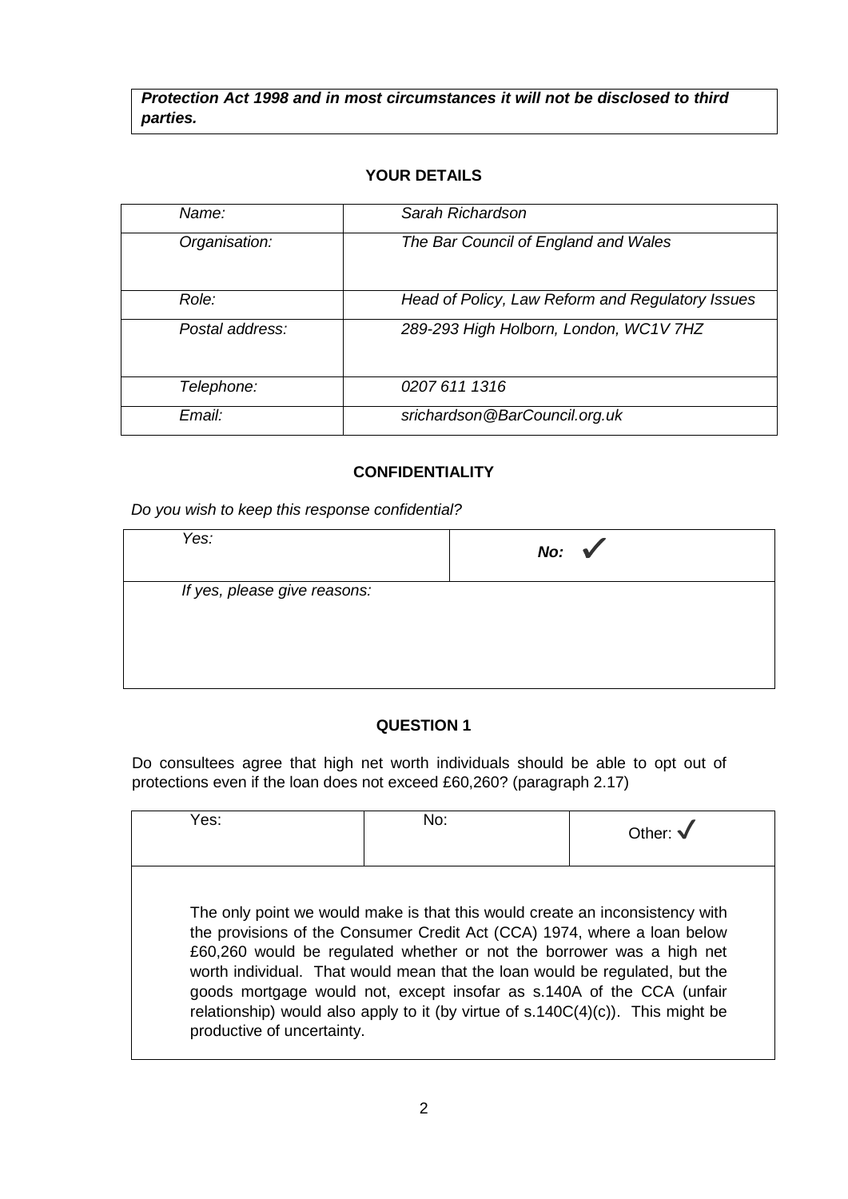***Protection Act 1998 and in most circumstances it will not be disclosed to third parties.***

**YOUR DETAILS**

| | |
|---|---|
| *Name:* | *Sarah Richardson* |
| *Organisation:* | *The Bar Council of England and Wales* |
| *Role:* | *Head of Policy, Law Reform and Regulatory Issues* |
| *Postal address:* | *289-293 High Holborn, London, WC1V 7HZ* |
| *Telephone:* | *0207 611 1316* |
| *Email:* | *srichardson@BarCouncil.org.uk* |

**CONFIDENTIALITY**

*Do you wish to keep this response confidential?*

| | |
|---|---|
| *Yes:* | ***No:*** ✓ |
| *If yes, please give reasons:* | |

**QUESTION 1**

Do consultees agree that high net worth individuals should be able to opt out of protections even if the loan does not exceed £60,260? (paragraph 2.17)

| Yes: | No: | Other: ✓ |
|---|---|---|
| The only point we would make is that this would create an inconsistency with the provisions of the Consumer Credit Act (CCA) 1974, where a loan below £60,260 would be regulated whether or not the borrower was a high net worth individual. That would mean that the loan would be regulated, but the goods mortgage would not, except insofar as s.140A of the CCA (unfair relationship) would also apply to it (by virtue of s.140C(4)(c)). This might be productive of uncertainty. | | |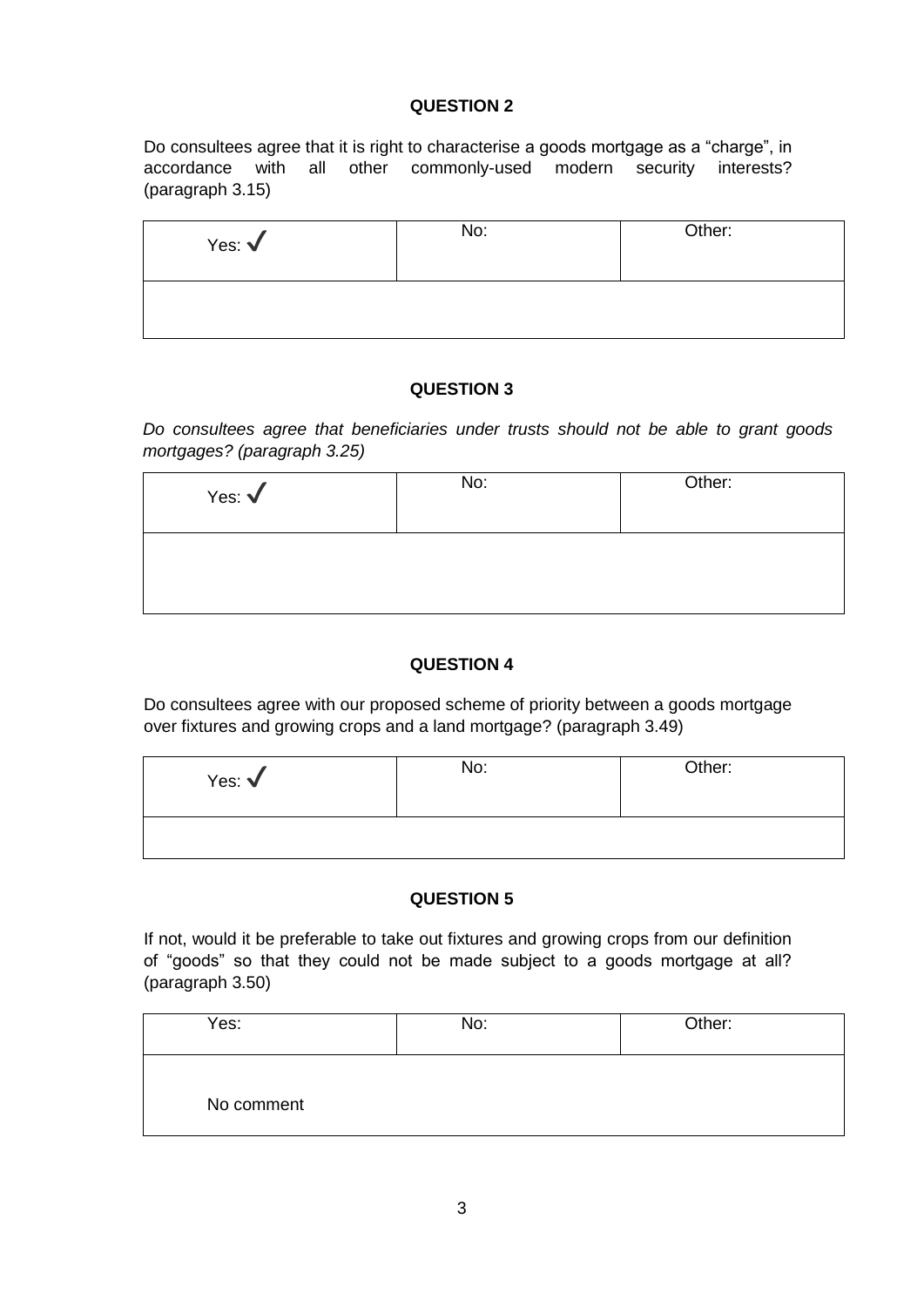**QUESTION 2**

Do consultees agree that it is right to characterise a goods mortgage as a "charge", in accordance with all other commonly-used modern security interests? (paragraph 3.15)

| Yes: ✓ | No: | Other: |
|---|---|---|
| | | |

**QUESTION 3**

*Do consultees agree that beneficiaries under trusts should not be able to grant goods mortgages? (paragraph 3.25)*

| Yes: ✓ | No: | Other: |
|---|---|---|
| | | |

**QUESTION 4**

Do consultees agree with our proposed scheme of priority between a goods mortgage over fixtures and growing crops and a land mortgage? (paragraph 3.49)

| Yes: ✓ | No: | Other: |
|---|---|---|
| | | |

**QUESTION 5**

If not, would it be preferable to take out fixtures and growing crops from our definition of "goods" so that they could not be made subject to a goods mortgage at all? (paragraph 3.50)

| Yes: | No: | Other: |
|---|---|---|
| No comment | | |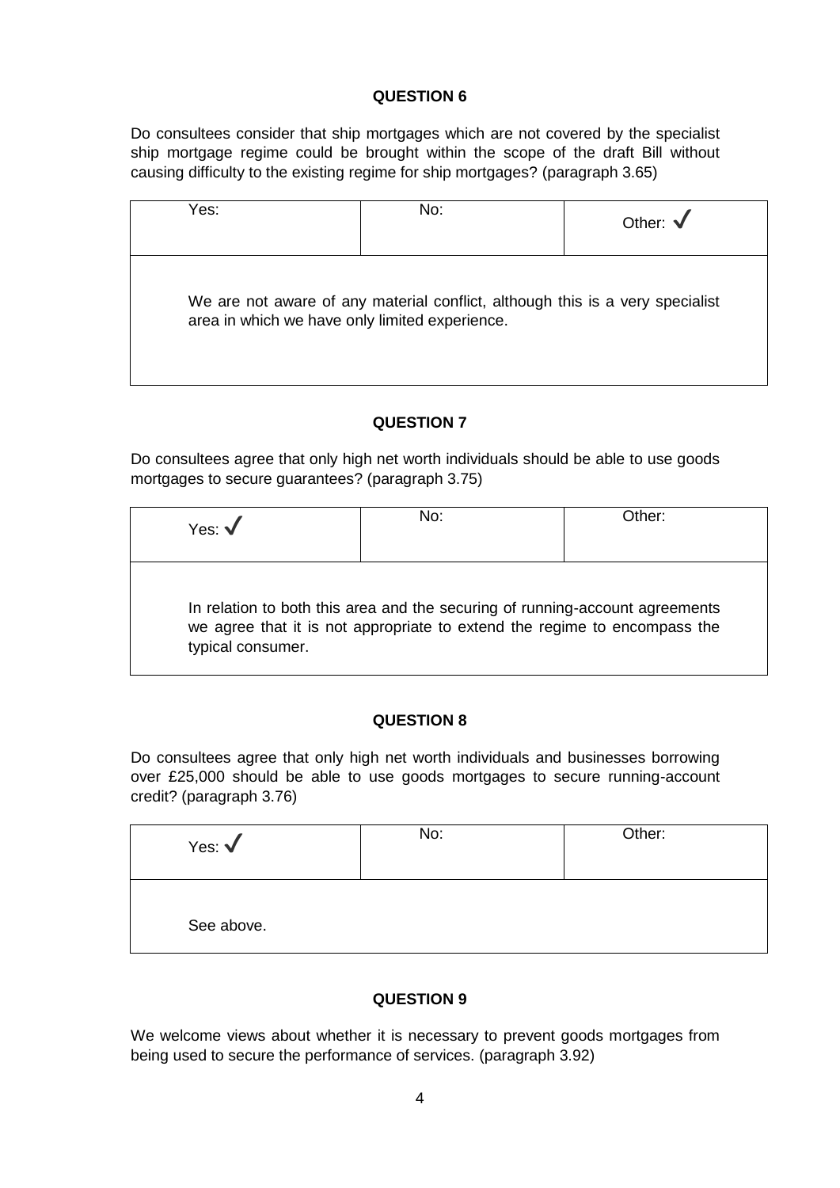### QUESTION 6

Do consultees consider that ship mortgages which are not covered by the specialist ship mortgage regime could be brought within the scope of the draft Bill without causing difficulty to the existing regime for ship mortgages? (paragraph 3.65)

| Yes: | No: | Other: ✓ |
|---|---|---|
| We are not aware of any material conflict, although this is a very specialist area in which we have only limited experience. | | |

### QUESTION 7

Do consultees agree that only high net worth individuals should be able to use goods mortgages to secure guarantees? (paragraph 3.75)

| Yes: ✓ | No: | Other: |
|---|---|---|
| In relation to both this area and the securing of running-account agreements we agree that it is not appropriate to extend the regime to encompass the typical consumer. | | |

### QUESTION 8

Do consultees agree that only high net worth individuals and businesses borrowing over £25,000 should be able to use goods mortgages to secure running-account credit? (paragraph 3.76)

| Yes: ✓ | No: | Other: |
|---|---|---|
| See above. | | |

### QUESTION 9

We welcome views about whether it is necessary to prevent goods mortgages from being used to secure the performance of services. (paragraph 3.92)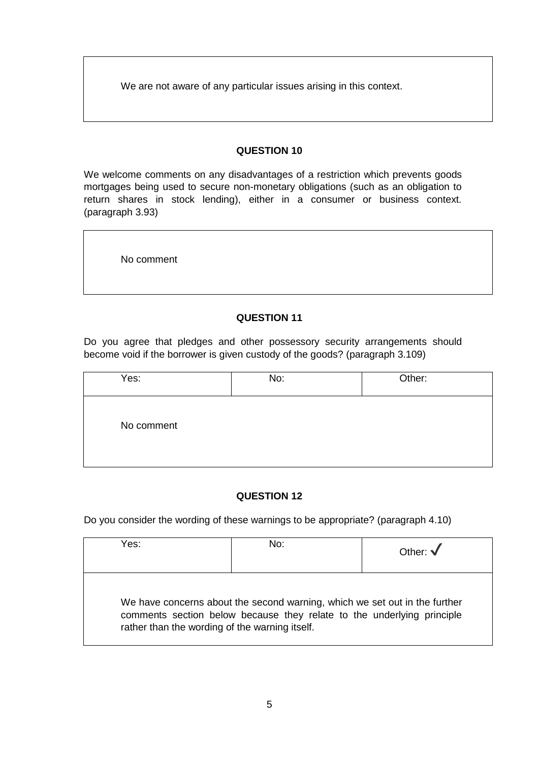| We are not aware of any particular issues arising in this context. |
|---|

### QUESTION 10

We welcome comments on any disadvantages of a restriction which prevents goods mortgages being used to secure non-monetary obligations (such as an obligation to return shares in stock lending), either in a consumer or business context. (paragraph 3.93)

| No comment |
|---|

### QUESTION 11

Do you agree that pledges and other possessory security arrangements should become void if the borrower is given custody of the goods? (paragraph 3.109)

| Yes: | No: | Other: |
|---|---|---|
| No comment | | |

### QUESTION 12

Do you consider the wording of these warnings to be appropriate? (paragraph 4.10)

| Yes: | No: | Other: ✓ |
|---|---|---|
| We have concerns about the second warning, which we set out in the further comments section below because they relate to the underlying principle rather than the wording of the warning itself. | | |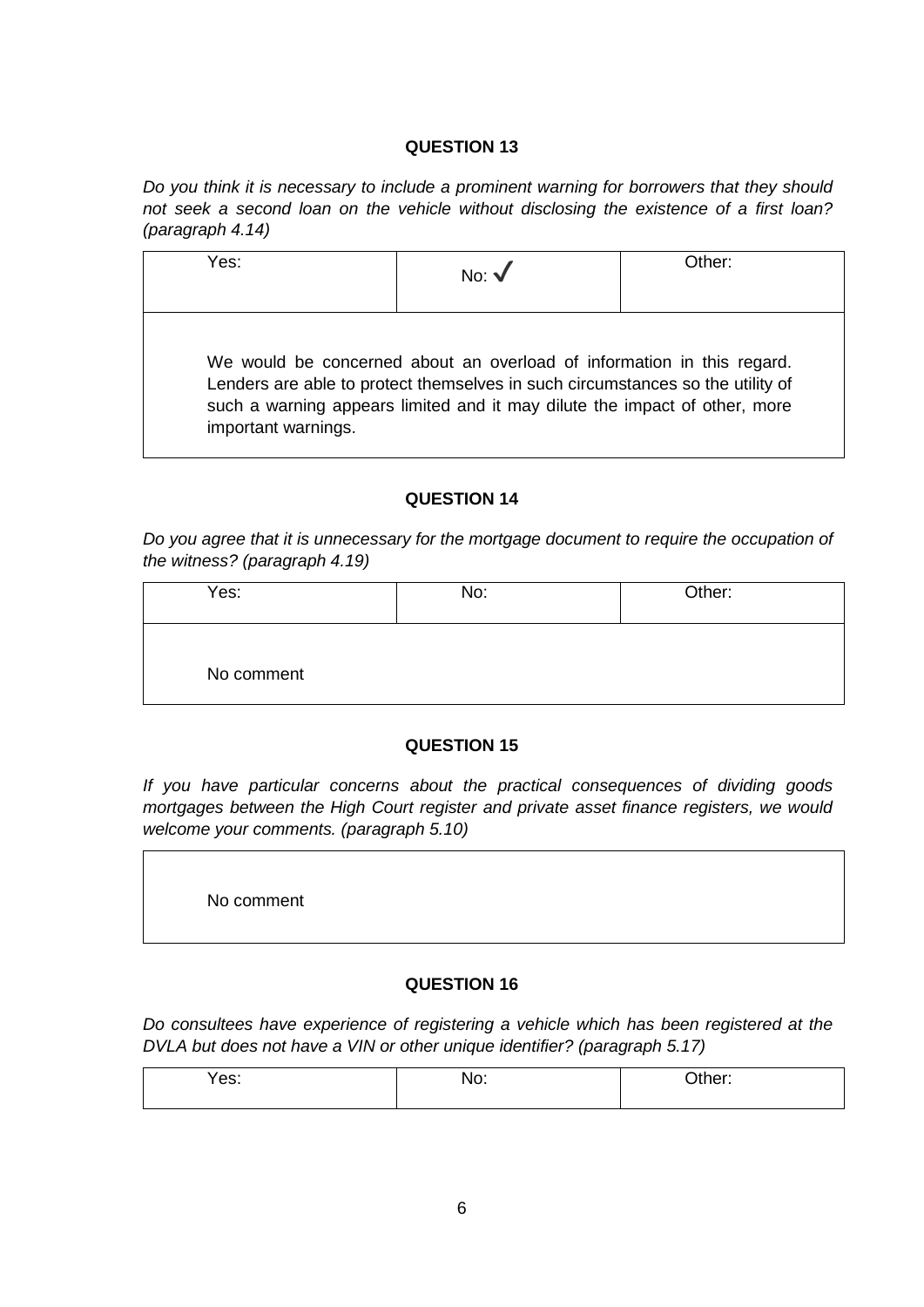**QUESTION 13**

*Do you think it is necessary to include a prominent warning for borrowers that they should not seek a second loan on the vehicle without disclosing the existence of a first loan? (paragraph 4.14)*

| Yes: | No: ✓ | Other: |
|---|---|---|
| We would be concerned about an overload of information in this regard. Lenders are able to protect themselves in such circumstances so the utility of such a warning appears limited and it may dilute the impact of other, more important warnings. | | |

**QUESTION 14**

*Do you agree that it is unnecessary for the mortgage document to require the occupation of the witness? (paragraph 4.19)*

| Yes: | No: | Other: |
|---|---|---|
| No comment | | |

**QUESTION 15**

*If you have particular concerns about the practical consequences of dividing goods mortgages between the High Court register and private asset finance registers, we would welcome your comments. (paragraph 5.10)*

| No comment |
|---|

**QUESTION 16**

*Do consultees have experience of registering a vehicle which has been registered at the DVLA but does not have a VIN or other unique identifier? (paragraph 5.17)*

| Yes: | No: | Other: |
|---|---|---|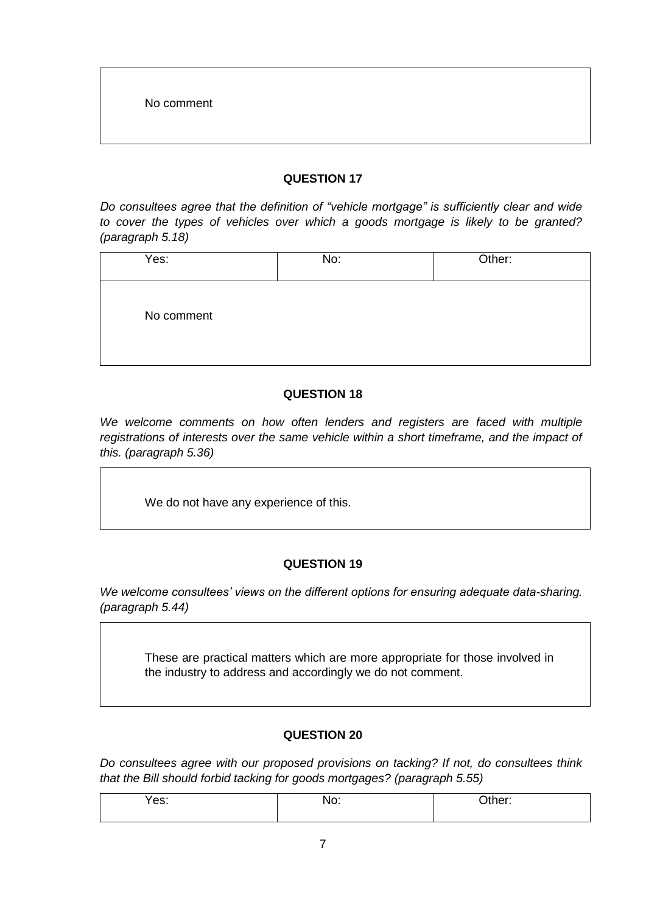No comment

### QUESTION 17

*Do consultees agree that the definition of "vehicle mortgage" is sufficiently clear and wide to cover the types of vehicles over which a goods mortgage is likely to be granted? (paragraph 5.18)*

| Yes: | No: | Other: |
|---|---|---|
| No comment | | |

### QUESTION 18

*We welcome comments on how often lenders and registers are faced with multiple registrations of interests over the same vehicle within a short timeframe, and the impact of this. (paragraph 5.36)*

We do not have any experience of this.

### QUESTION 19

*We welcome consultees' views on the different options for ensuring adequate data-sharing. (paragraph 5.44)*

These are practical matters which are more appropriate for those involved in the industry to address and accordingly we do not comment.

### QUESTION 20

*Do consultees agree with our proposed provisions on tacking? If not, do consultees think that the Bill should forbid tacking for goods mortgages? (paragraph 5.55)*

| Yes: | No: | Other: |
|---|---|---|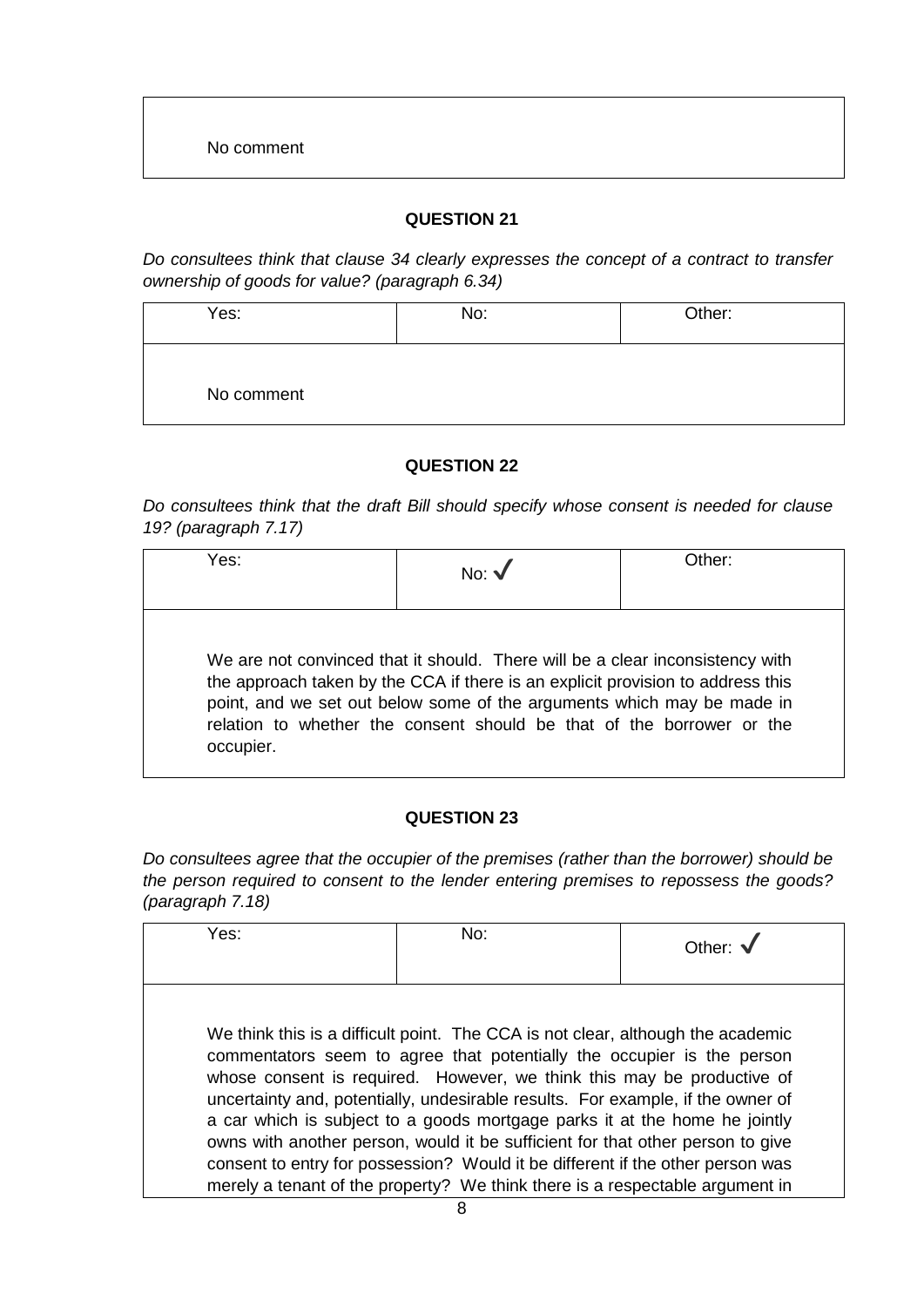No comment

### QUESTION 21

*Do consultees think that clause 34 clearly expresses the concept of a contract to transfer ownership of goods for value? (paragraph 6.34)*

| Yes: | No: | Other: |
|---|---|---|
| No comment | | |

### QUESTION 22

*Do consultees think that the draft Bill should specify whose consent is needed for clause 19? (paragraph 7.17)*

| Yes: | No: ✓ | Other: |
|---|---|---|
| We are not convinced that it should. There will be a clear inconsistency with the approach taken by the CCA if there is an explicit provision to address this point, and we set out below some of the arguments which may be made in relation to whether the consent should be that of the borrower or the occupier. | | |

### QUESTION 23

*Do consultees agree that the occupier of the premises (rather than the borrower) should be the person required to consent to the lender entering premises to repossess the goods? (paragraph 7.18)*

| Yes: | No: | Other: ✓ |
|---|---|---|
| We think this is a difficult point. The CCA is not clear, although the academic commentators seem to agree that potentially the occupier is the person whose consent is required. However, we think this may be productive of uncertainty and, potentially, undesirable results. For example, if the owner of a car which is subject to a goods mortgage parks it at the home he jointly owns with another person, would it be sufficient for that other person to give consent to entry for possession? Would it be different if the other person was merely a tenant of the property? We think there is a respectable argument in | | |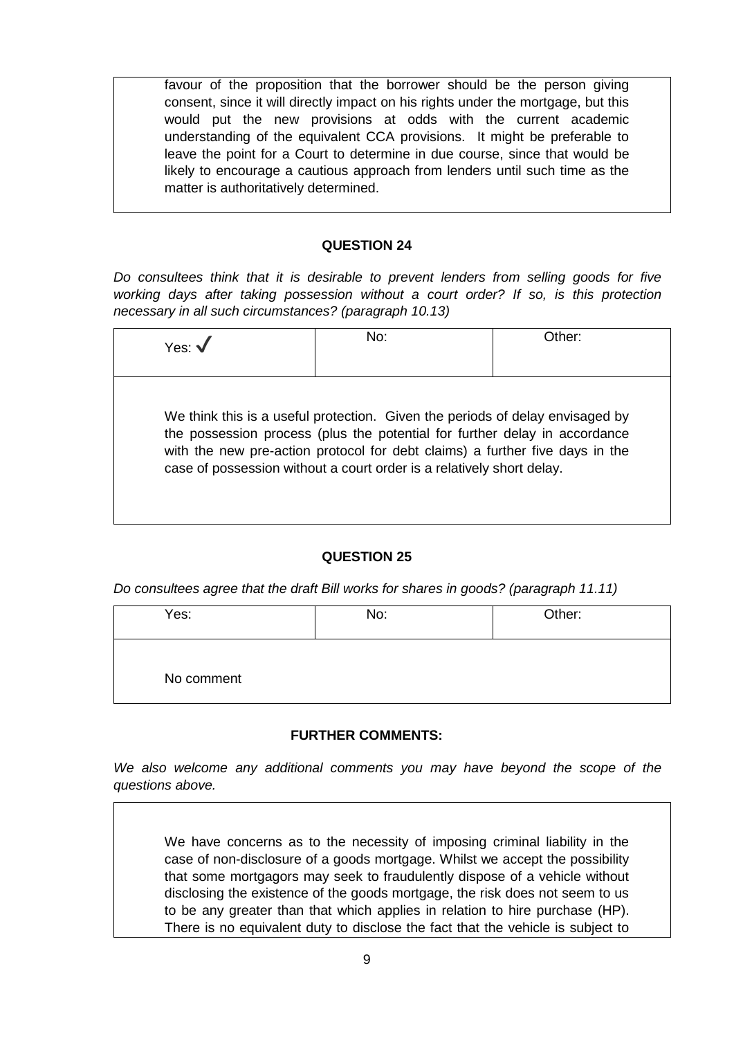favour of the proposition that the borrower should be the person giving consent, since it will directly impact on his rights under the mortgage, but this would put the new provisions at odds with the current academic understanding of the equivalent CCA provisions. It might be preferable to leave the point for a Court to determine in due course, since that would be likely to encourage a cautious approach from lenders until such time as the matter is authoritatively determined.

**QUESTION 24**

*Do consultees think that it is desirable to prevent lenders from selling goods for five working days after taking possession without a court order? If so, is this protection necessary in all such circumstances? (paragraph 10.13)*

| Yes: ✓ | No: | Other: |
|---|---|---|
| We think this is a useful protection. Given the periods of delay envisaged by the possession process (plus the potential for further delay in accordance with the new pre-action protocol for debt claims) a further five days in the case of possession without a court order is a relatively short delay. | | |

**QUESTION 25**

*Do consultees agree that the draft Bill works for shares in goods? (paragraph 11.11)*

| Yes: | No: | Other: |
|---|---|---|
| No comment | | |

**FURTHER COMMENTS:**

*We also welcome any additional comments you may have beyond the scope of the questions above.*

We have concerns as to the necessity of imposing criminal liability in the case of non-disclosure of a goods mortgage. Whilst we accept the possibility that some mortgagors may seek to fraudulently dispose of a vehicle without disclosing the existence of the goods mortgage, the risk does not seem to us to be any greater than that which applies in relation to hire purchase (HP). There is no equivalent duty to disclose the fact that the vehicle is subject to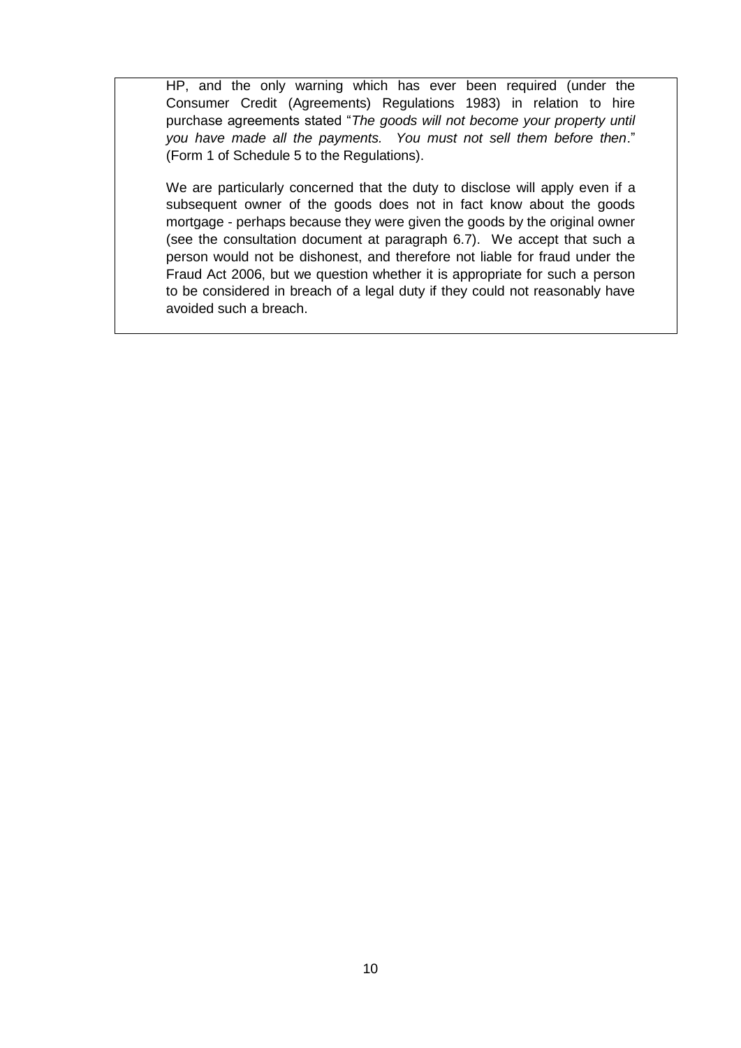HP, and the only warning which has ever been required (under the Consumer Credit (Agreements) Regulations 1983) in relation to hire purchase agreements stated "*The goods will not become your property until you have made all the payments. You must not sell them before then*." (Form 1 of Schedule 5 to the Regulations).

We are particularly concerned that the duty to disclose will apply even if a subsequent owner of the goods does not in fact know about the goods mortgage - perhaps because they were given the goods by the original owner (see the consultation document at paragraph 6.7). We accept that such a person would not be dishonest, and therefore not liable for fraud under the Fraud Act 2006, but we question whether it is appropriate for such a person to be considered in breach of a legal duty if they could not reasonably have avoided such a breach.